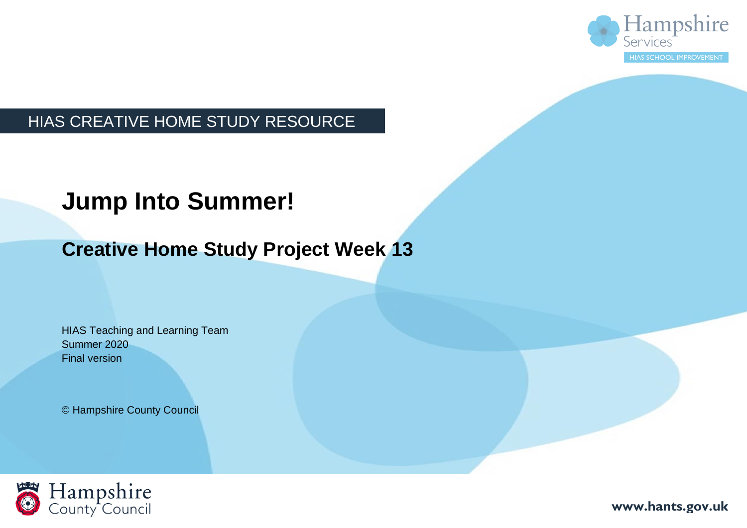HIAS CREATIVE HOME STUDY RESOURCE

# Jump Into Summer!

## Creative Home Study Project Week 13

HIAS Teaching and Learning Team
Summer 2020
Final version

© Hampshire County Council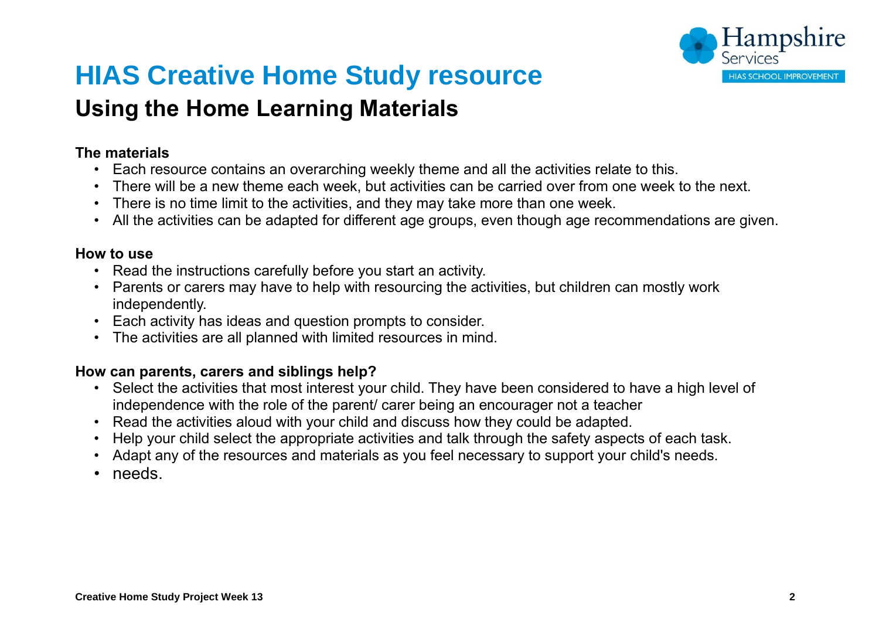# HIAS Creative Home Study resource

## Using the Home Learning Materials

**The materials**

- Each resource contains an overarching weekly theme and all the activities relate to this.
- There will be a new theme each week, but activities can be carried over from one week to the next.
- There is no time limit to the activities, and they may take more than one week.
- All the activities can be adapted for different age groups, even though age recommendations are given.

**How to use**

- Read the instructions carefully before you start an activity.
- Parents or carers may have to help with resourcing the activities, but children can mostly work independently.
- Each activity has ideas and question prompts to consider.
- The activities are all planned with limited resources in mind.

**How can parents, carers and siblings help?**

- Select the activities that most interest your child. They have been considered to have a high level of independence with the role of the parent/ carer being an encourager not a teacher
- Read the activities aloud with your child and discuss how they could be adapted.
- Help your child select the appropriate activities and talk through the safety aspects of each task.
- Adapt any of the resources and materials as you feel necessary to support your child's needs.
- needs.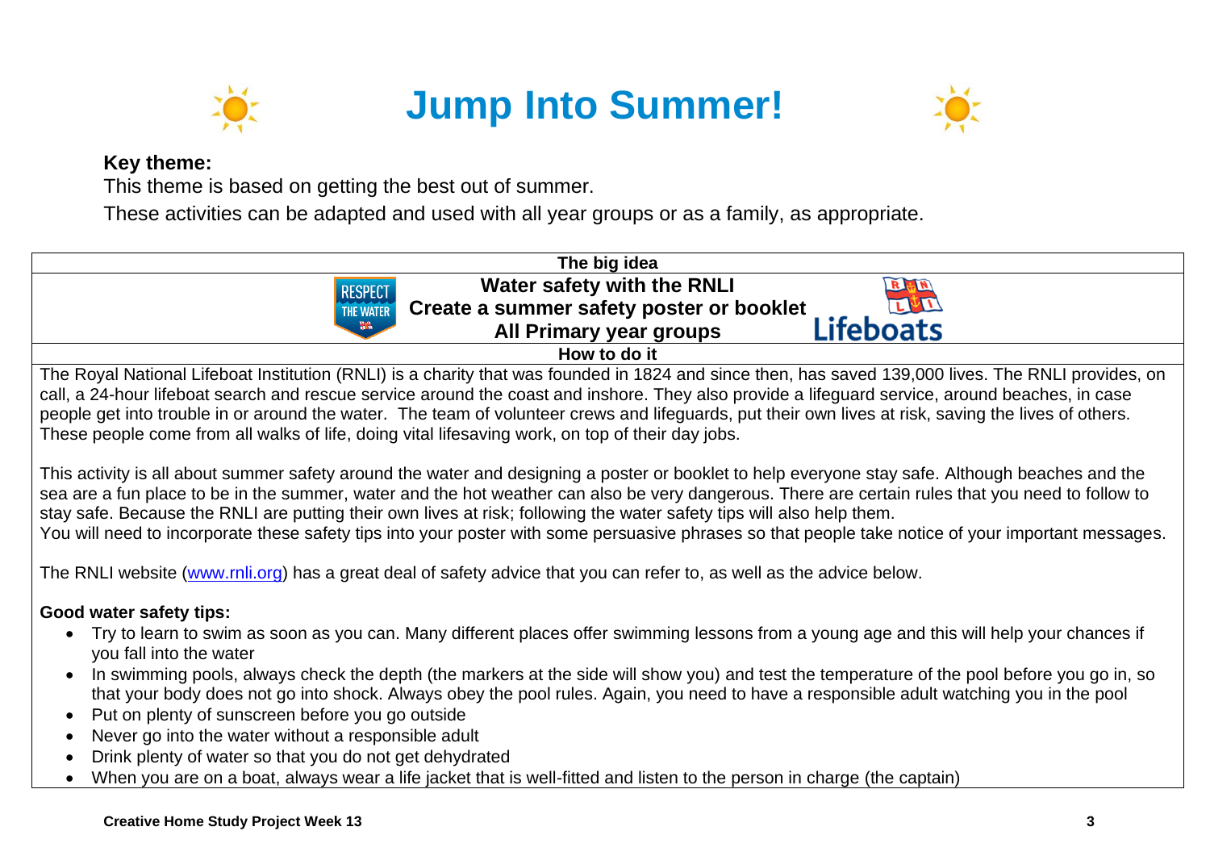# Jump Into Summer!

**Key theme:**

This theme is based on getting the best out of summer.

These activities can be adapted and used with all year groups or as a family, as appropriate.

**The big idea**

**Water safety with the RNLI**
**Create a summer safety poster or booklet**
**All Primary year groups**

**How to do it**

The Royal National Lifeboat Institution (RNLI) is a charity that was founded in 1824 and since then, has saved 139,000 lives. The RNLI provides, on call, a 24-hour lifeboat search and rescue service around the coast and inshore. They also provide a lifeguard service, around beaches, in case people get into trouble in or around the water. The team of volunteer crews and lifeguards, put their own lives at risk, saving the lives of others. These people come from all walks of life, doing vital lifesaving work, on top of their day jobs.

This activity is all about summer safety around the water and designing a poster or booklet to help everyone stay safe. Although beaches and the sea are a fun place to be in the summer, water and the hot weather can also be very dangerous. There are certain rules that you need to follow to stay safe. Because the RNLI are putting their own lives at risk; following the water safety tips will also help them.
You will need to incorporate these safety tips into your poster with some persuasive phrases so that people take notice of your important messages.

The RNLI website ([www.rnli.org](http://www.rnli.org)) has a great deal of safety advice that you can refer to, as well as the advice below.

**Good water safety tips:**

- Try to learn to swim as soon as you can. Many different places offer swimming lessons from a young age and this will help your chances if you fall into the water
- In swimming pools, always check the depth (the markers at the side will show you) and test the temperature of the pool before you go in, so that your body does not go into shock. Always obey the pool rules. Again, you need to have a responsible adult watching you in the pool
- Put on plenty of sunscreen before you go outside
- Never go into the water without a responsible adult
- Drink plenty of water so that you do not get dehydrated
- When you are on a boat, always wear a life jacket that is well-fitted and listen to the person in charge (the captain)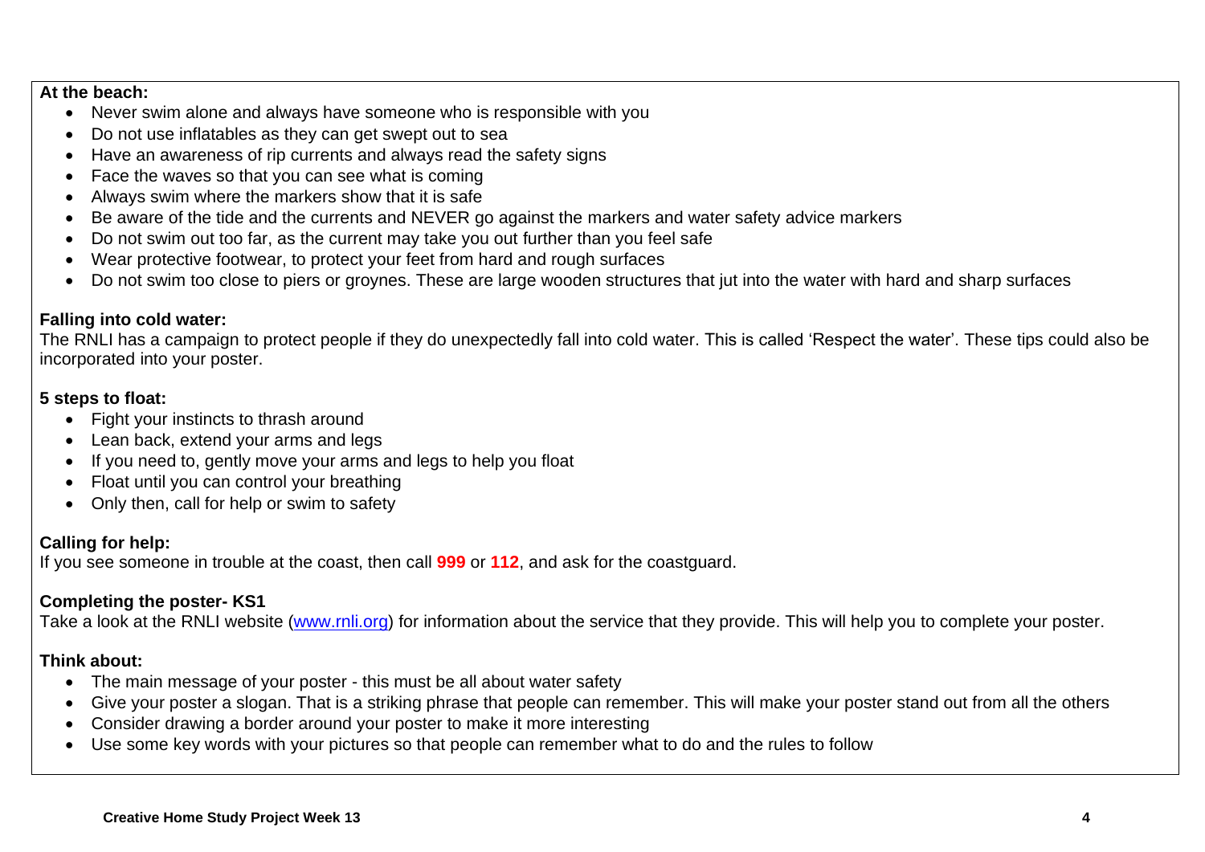**At the beach:**

- Never swim alone and always have someone who is responsible with you
- Do not use inflatables as they can get swept out to sea
- Have an awareness of rip currents and always read the safety signs
- Face the waves so that you can see what is coming
- Always swim where the markers show that it is safe
- Be aware of the tide and the currents and NEVER go against the markers and water safety advice markers
- Do not swim out too far, as the current may take you out further than you feel safe
- Wear protective footwear, to protect your feet from hard and rough surfaces
- Do not swim too close to piers or groynes. These are large wooden structures that jut into the water with hard and sharp surfaces

**Falling into cold water:**

The RNLI has a campaign to protect people if they do unexpectedly fall into cold water. This is called 'Respect the water'. These tips could also be incorporated into your poster.

**5 steps to float:**

- Fight your instincts to thrash around
- Lean back, extend your arms and legs
- If you need to, gently move your arms and legs to help you float
- Float until you can control your breathing
- Only then, call for help or swim to safety

**Calling for help:**

If you see someone in trouble at the coast, then call **999** or **112**, and ask for the coastguard.

**Completing the poster- KS1**

Take a look at the RNLI website ([www.rnli.org](www.rnli.org)) for information about the service that they provide. This will help you to complete your poster.

**Think about:**

- The main message of your poster - this must be all about water safety
- Give your poster a slogan. That is a striking phrase that people can remember. This will make your poster stand out from all the others
- Consider drawing a border around your poster to make it more interesting
- Use some key words with your pictures so that people can remember what to do and the rules to follow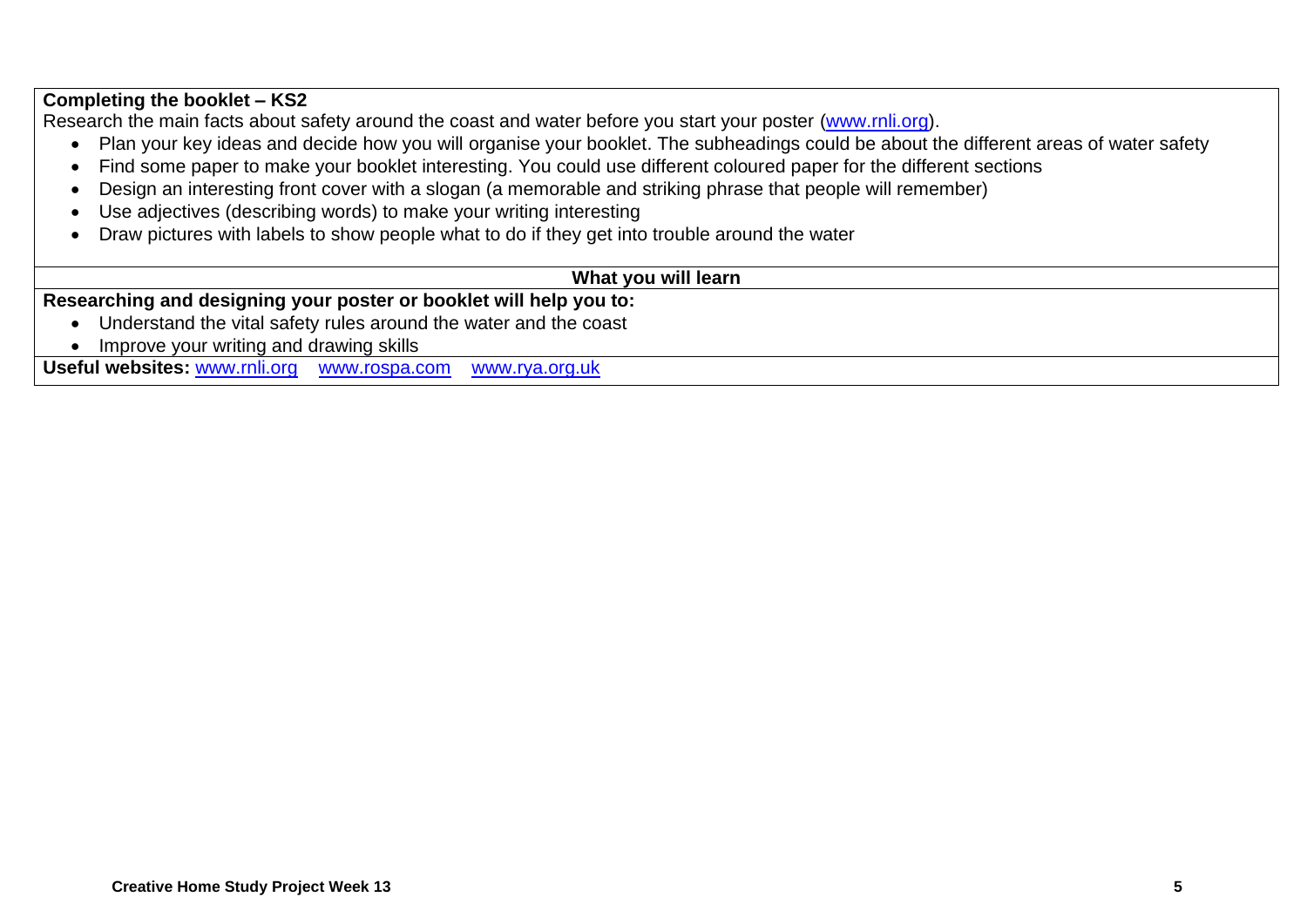**Completing the booklet – KS2**

Research the main facts about safety around the coast and water before you start your poster (www.rnli.org).

- Plan your key ideas and decide how you will organise your booklet. The subheadings could be about the different areas of water safety
- Find some paper to make your booklet interesting. You could use different coloured paper for the different sections
- Design an interesting front cover with a slogan (a memorable and striking phrase that people will remember)
- Use adjectives (describing words) to make your writing interesting
- Draw pictures with labels to show people what to do if they get into trouble around the water

**What you will learn**

**Researching and designing your poster or booklet will help you to:**

- Understand the vital safety rules around the water and the coast
- Improve your writing and drawing skills

**Useful websites:** www.rnli.org www.rospa.com www.rya.org.uk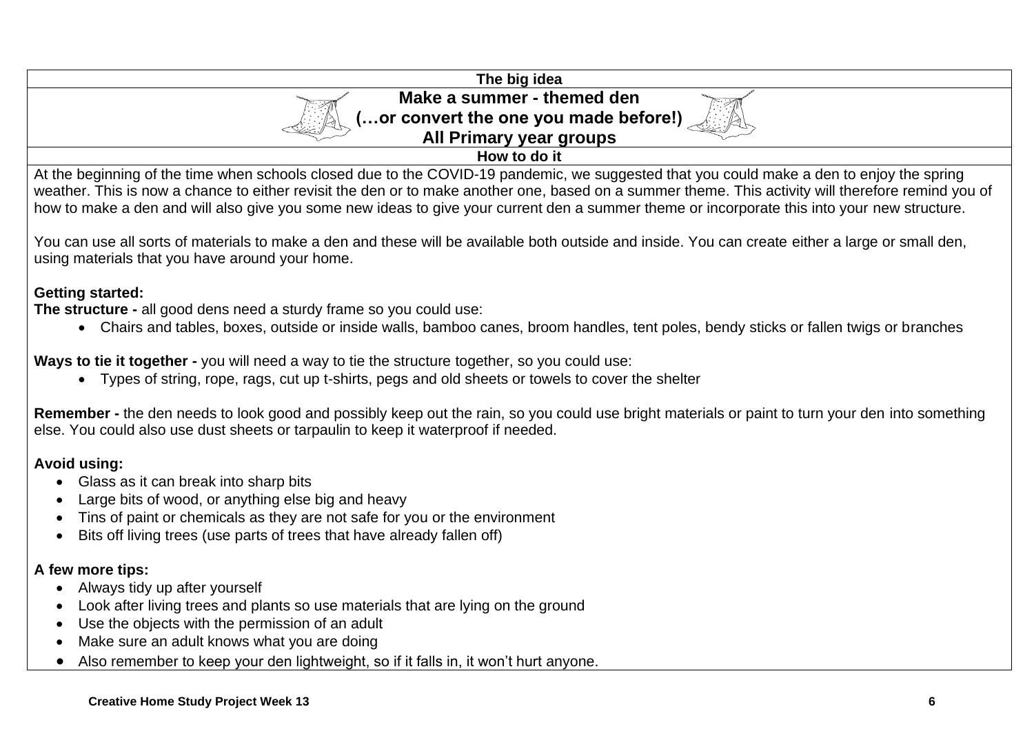## The big idea

### Make a summer - themed den
### (…or convert the one you made before!)
### All Primary year groups

## How to do it

At the beginning of the time when schools closed due to the COVID-19 pandemic, we suggested that you could make a den to enjoy the spring weather. This is now a chance to either revisit the den or to make another one, based on a summer theme. This activity will therefore remind you of how to make a den and will also give you some new ideas to give your current den a summer theme or incorporate this into your new structure.

You can use all sorts of materials to make a den and these will be available both outside and inside. You can create either a large or small den, using materials that you have around your home.

**Getting started:**

**The structure -** all good dens need a sturdy frame so you could use:

- Chairs and tables, boxes, outside or inside walls, bamboo canes, broom handles, tent poles, bendy sticks or fallen twigs or branches

**Ways to tie it together -** you will need a way to tie the structure together, so you could use:

- Types of string, rope, rags, cut up t-shirts, pegs and old sheets or towels to cover the shelter

**Remember -** the den needs to look good and possibly keep out the rain, so you could use bright materials or paint to turn your den into something else. You could also use dust sheets or tarpaulin to keep it waterproof if needed.

**Avoid using:**

- Glass as it can break into sharp bits
- Large bits of wood, or anything else big and heavy
- Tins of paint or chemicals as they are not safe for you or the environment
- Bits off living trees (use parts of trees that have already fallen off)

**A few more tips:**

- Always tidy up after yourself
- Look after living trees and plants so use materials that are lying on the ground
- Use the objects with the permission of an adult
- Make sure an adult knows what you are doing
- Also remember to keep your den lightweight, so if it falls in, it won't hurt anyone.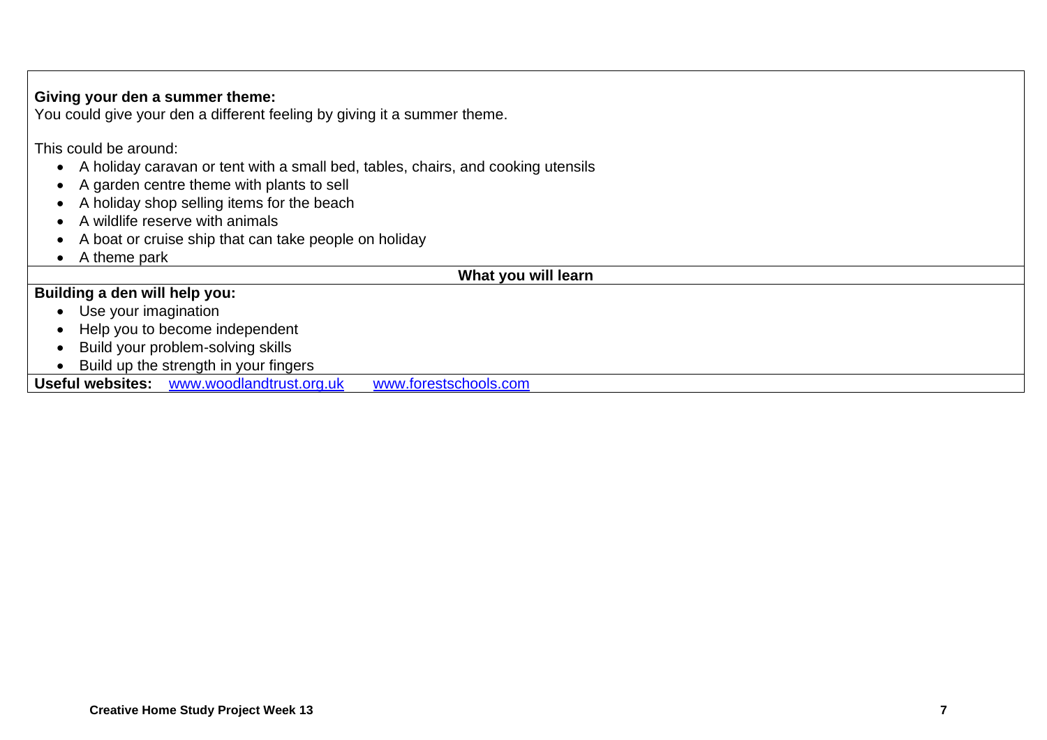**Giving your den a summer theme:**
You could give your den a different feeling by giving it a summer theme.

This could be around:

- A holiday caravan or tent with a small bed, tables, chairs, and cooking utensils
- A garden centre theme with plants to sell
- A holiday shop selling items for the beach
- A wildlife reserve with animals
- A boat or cruise ship that can take people on holiday
- A theme park

**What you will learn**

**Building a den will help you:**

- Use your imagination
- Help you to become independent
- Build your problem-solving skills
- Build up the strength in your fingers

**Useful websites:** www.woodlandtrust.org.uk www.forestschools.com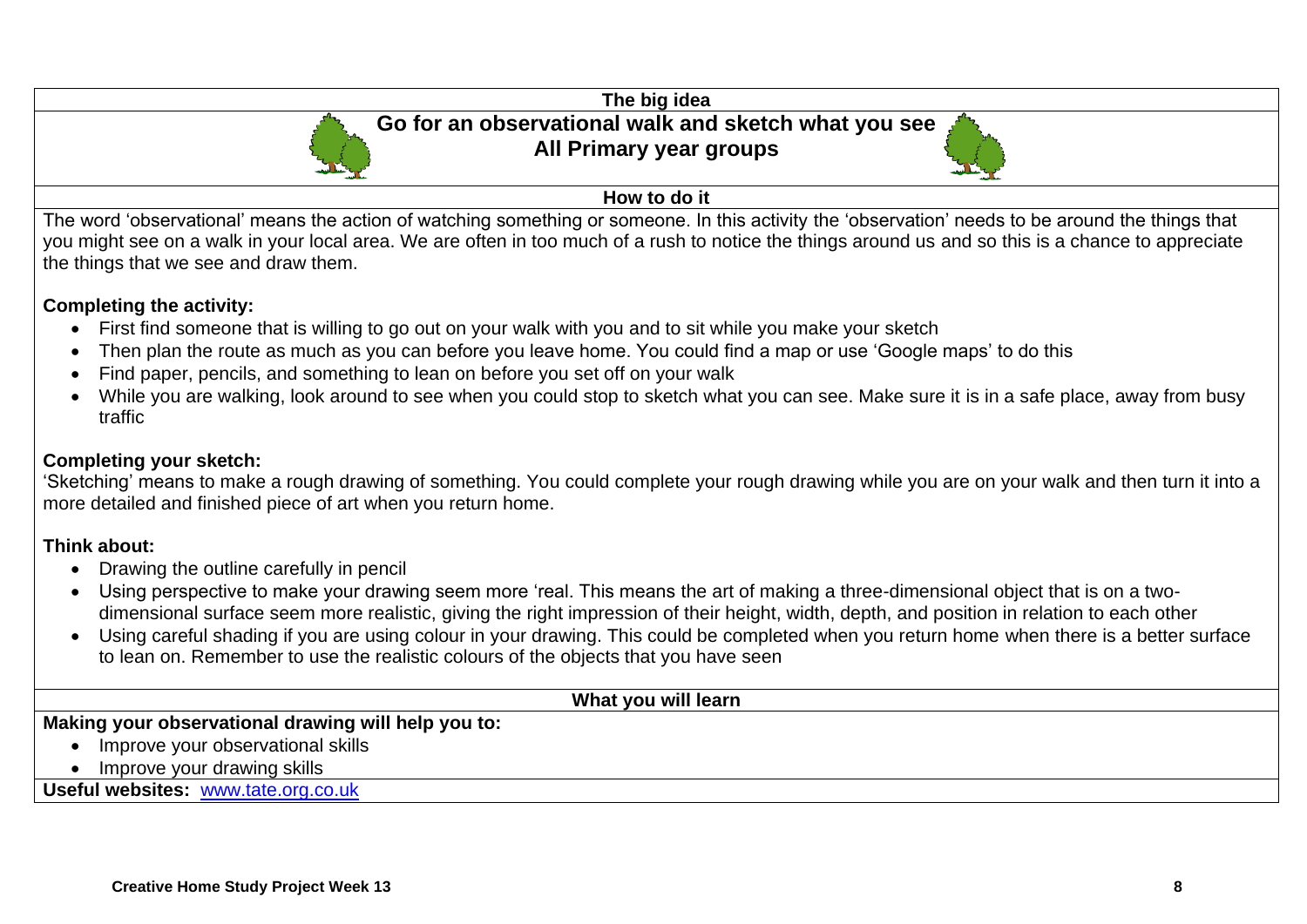## The big idea

# Go for an observational walk and sketch what you see

**All Primary year groups**

## How to do it

The word 'observational' means the action of watching something or someone. In this activity the 'observation' needs to be around the things that you might see on a walk in your local area. We are often in too much of a rush to notice the things around us and so this is a chance to appreciate the things that we see and draw them.

**Completing the activity:**

- First find someone that is willing to go out on your walk with you and to sit while you make your sketch
- Then plan the route as much as you can before you leave home. You could find a map or use 'Google maps' to do this
- Find paper, pencils, and something to lean on before you set off on your walk
- While you are walking, look around to see when you could stop to sketch what you can see. Make sure it is in a safe place, away from busy traffic

**Completing your sketch:**

'Sketching' means to make a rough drawing of something. You could complete your rough drawing while you are on your walk and then turn it into a more detailed and finished piece of art when you return home.

**Think about:**

- Drawing the outline carefully in pencil
- Using perspective to make your drawing seem more 'real. This means the art of making a three-dimensional object that is on a two-dimensional surface seem more realistic, giving the right impression of their height, width, depth, and position in relation to each other
- Using careful shading if you are using colour in your drawing. This could be completed when you return home when there is a better surface to lean on. Remember to use the realistic colours of the objects that you have seen

## What you will learn

**Making your observational drawing will help you to:**

- Improve your observational skills
- Improve your drawing skills

**Useful websites:** www.tate.org.co.uk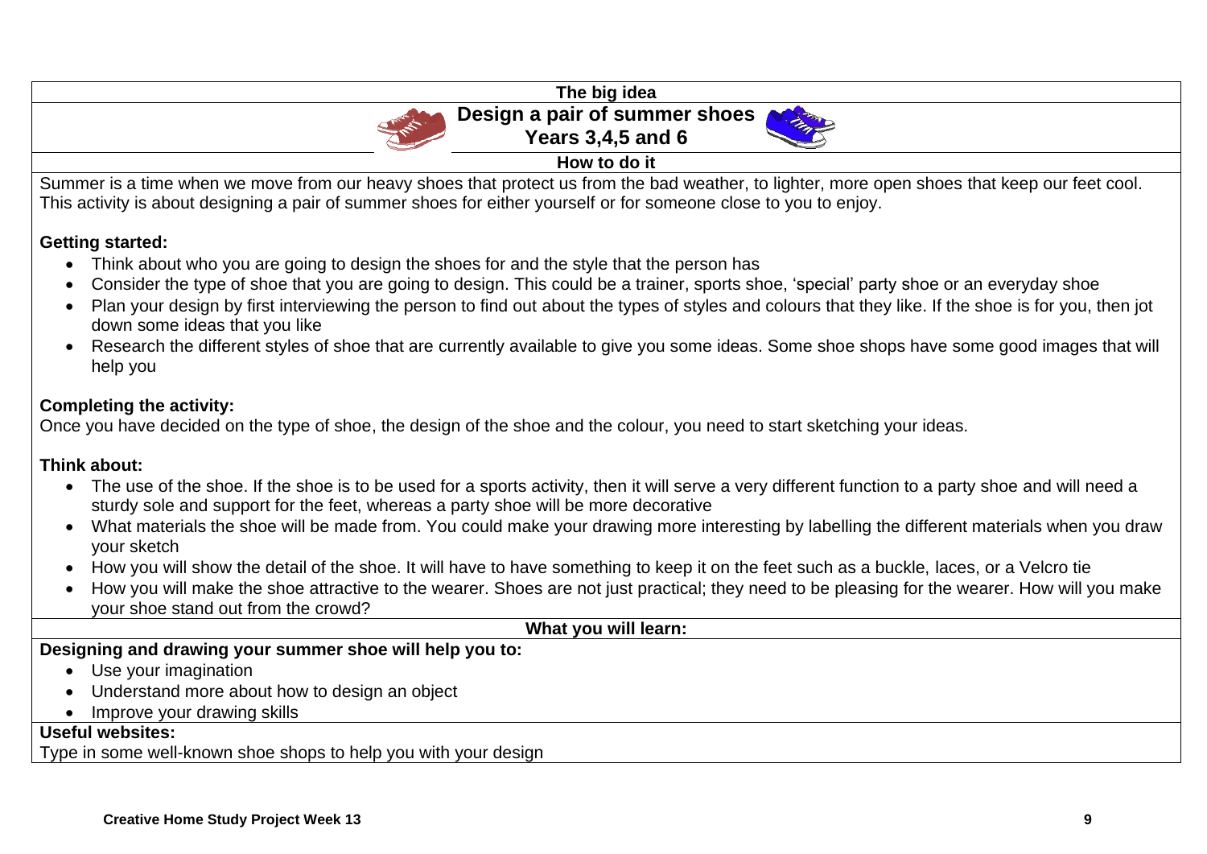## The big idea

# Design a pair of summer shoes

### Years 3,4,5 and 6

### How to do it

Summer is a time when we move from our heavy shoes that protect us from the bad weather, to lighter, more open shoes that keep our feet cool. This activity is about designing a pair of summer shoes for either yourself or for someone close to you to enjoy.

**Getting started:**

- Think about who you are going to design the shoes for and the style that the person has
- Consider the type of shoe that you are going to design. This could be a trainer, sports shoe, 'special' party shoe or an everyday shoe
- Plan your design by first interviewing the person to find out about the types of styles and colours that they like. If the shoe is for you, then jot down some ideas that you like
- Research the different styles of shoe that are currently available to give you some ideas. Some shoe shops have some good images that will help you

**Completing the activity:**

Once you have decided on the type of shoe, the design of the shoe and the colour, you need to start sketching your ideas.

**Think about:**

- The use of the shoe. If the shoe is to be used for a sports activity, then it will serve a very different function to a party shoe and will need a sturdy sole and support for the feet, whereas a party shoe will be more decorative
- What materials the shoe will be made from. You could make your drawing more interesting by labelling the different materials when you draw your sketch
- How you will show the detail of the shoe. It will have to have something to keep it on the feet such as a buckle, laces, or a Velcro tie
- How you will make the shoe attractive to the wearer. Shoes are not just practical; they need to be pleasing for the wearer. How will you make your shoe stand out from the crowd?

### What you will learn:

**Designing and drawing your summer shoe will help you to:**

- Use your imagination
- Understand more about how to design an object
- Improve your drawing skills

**Useful websites:**

Type in some well-known shoe shops to help you with your design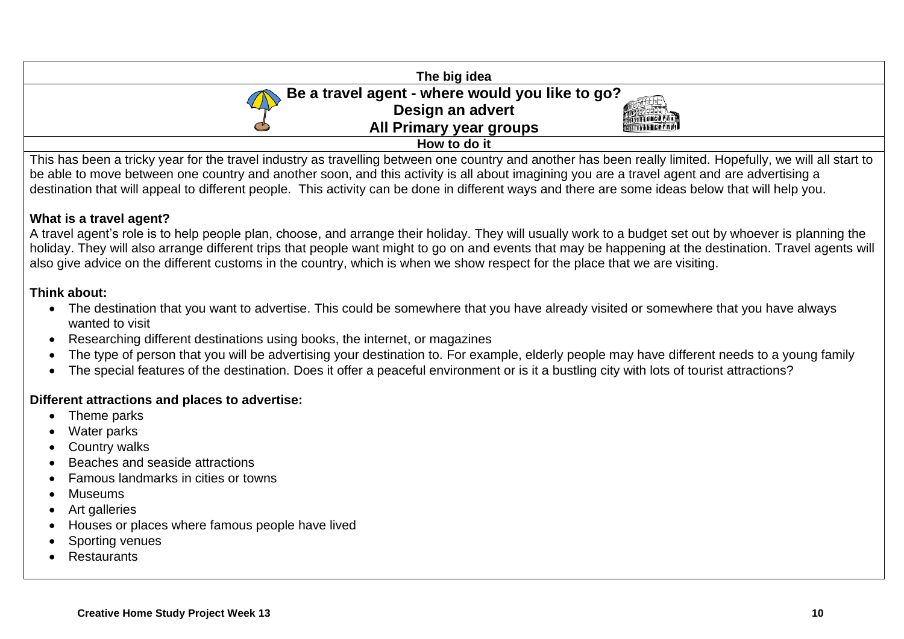**The big idea**

# Be a travel agent - where would you like to go?
## Design an advert
## All Primary year groups

**How to do it**

This has been a tricky year for the travel industry as travelling between one country and another has been really limited. Hopefully, we will all start to be able to move between one country and another soon, and this activity is all about imagining you are a travel agent and are advertising a destination that will appeal to different people. This activity can be done in different ways and there are some ideas below that will help you.

**What is a travel agent?**

A travel agent's role is to help people plan, choose, and arrange their holiday. They will usually work to a budget set out by whoever is planning the holiday. They will also arrange different trips that people want might to go on and events that may be happening at the destination. Travel agents will also give advice on the different customs in the country, which is when we show respect for the place that we are visiting.

**Think about:**

- The destination that you want to advertise. This could be somewhere that you have already visited or somewhere that you have always wanted to visit
- Researching different destinations using books, the internet, or magazines
- The type of person that you will be advertising your destination to. For example, elderly people may have different needs to a young family
- The special features of the destination. Does it offer a peaceful environment or is it a bustling city with lots of tourist attractions?

**Different attractions and places to advertise:**

- Theme parks
- Water parks
- Country walks
- Beaches and seaside attractions
- Famous landmarks in cities or towns
- Museums
- Art galleries
- Houses or places where famous people have lived
- Sporting venues
- Restaurants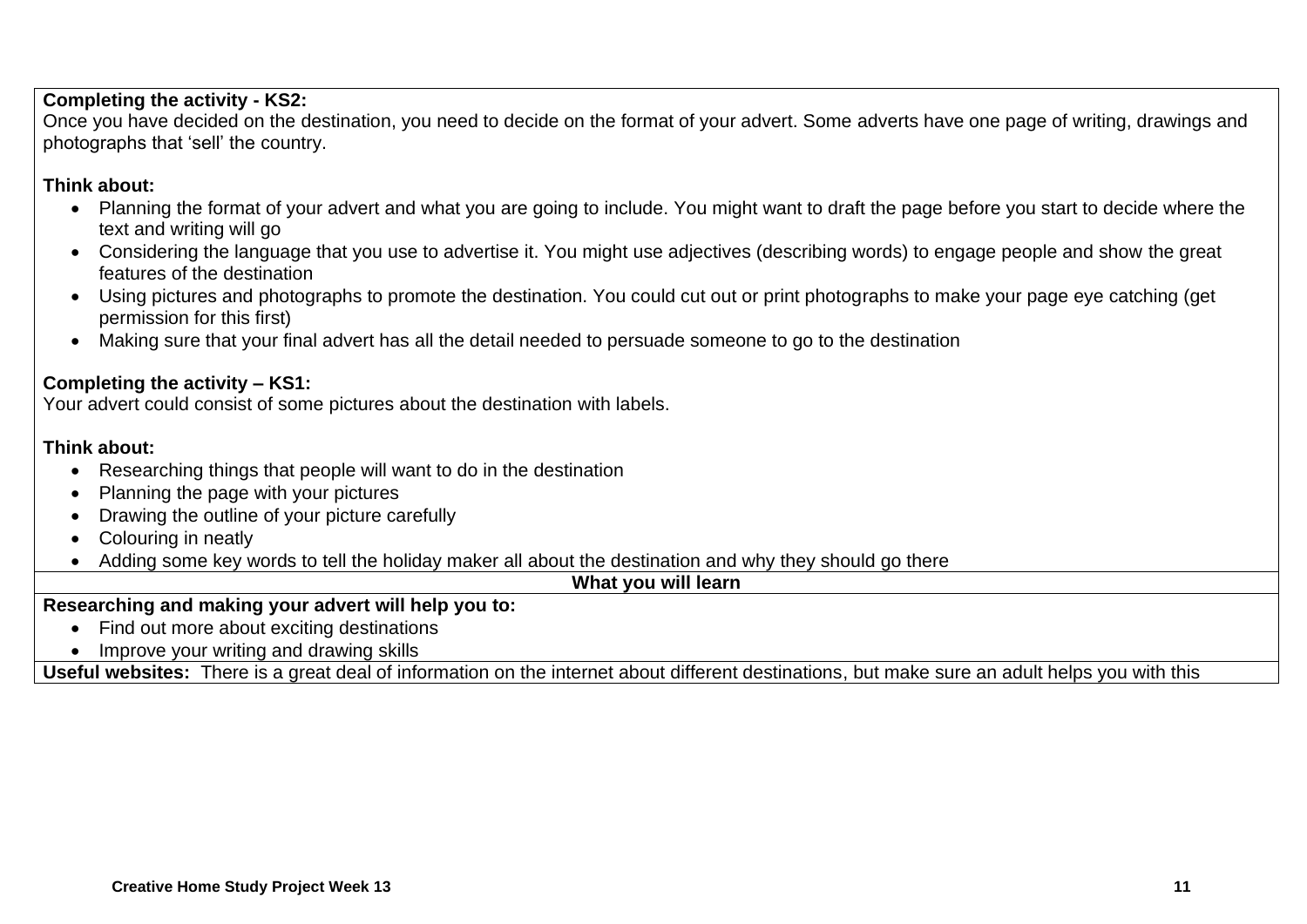**Completing the activity - KS2:**
Once you have decided on the destination, you need to decide on the format of your advert. Some adverts have one page of writing, drawings and photographs that 'sell' the country.

**Think about:**

- Planning the format of your advert and what you are going to include. You might want to draft the page before you start to decide where the text and writing will go
- Considering the language that you use to advertise it. You might use adjectives (describing words) to engage people and show the great features of the destination
- Using pictures and photographs to promote the destination. You could cut out or print photographs to make your page eye catching (get permission for this first)
- Making sure that your final advert has all the detail needed to persuade someone to go to the destination

**Completing the activity – KS1:**
Your advert could consist of some pictures about the destination with labels.

**Think about:**

- Researching things that people will want to do in the destination
- Planning the page with your pictures
- Drawing the outline of your picture carefully
- Colouring in neatly
- Adding some key words to tell the holiday maker all about the destination and why they should go there

**What you will learn**

**Researching and making your advert will help you to:**

- Find out more about exciting destinations
- Improve your writing and drawing skills

**Useful websites:** There is a great deal of information on the internet about different destinations, but make sure an adult helps you with this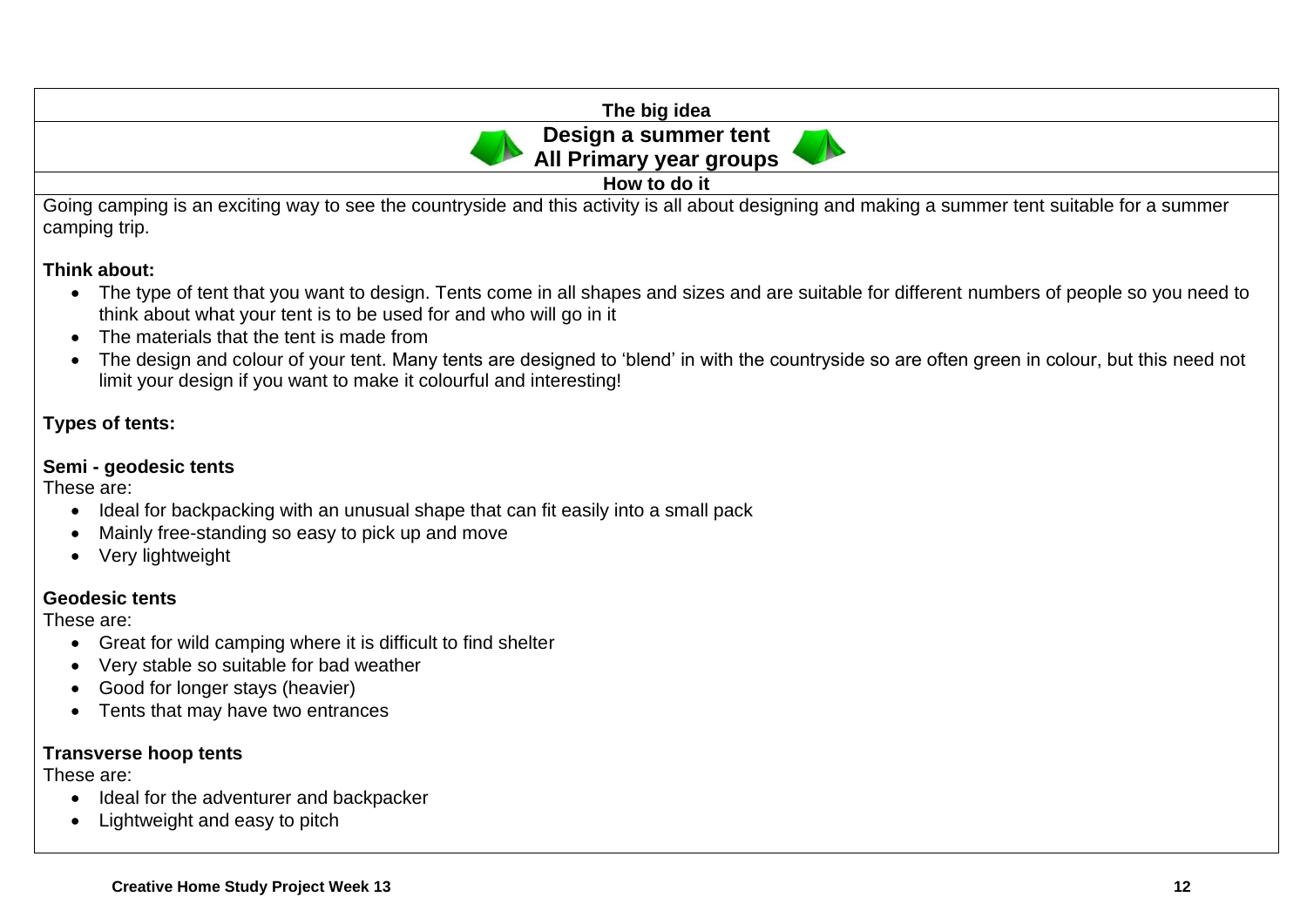## The big idea

## Design a summer tent
## All Primary year groups

### How to do it

Going camping is an exciting way to see the countryside and this activity is all about designing and making a summer tent suitable for a summer camping trip.

**Think about:**

- The type of tent that you want to design. Tents come in all shapes and sizes and are suitable for different numbers of people so you need to think about what your tent is to be used for and who will go in it
- The materials that the tent is made from
- The design and colour of your tent. Many tents are designed to 'blend' in with the countryside so are often green in colour, but this need not limit your design if you want to make it colourful and interesting!

**Types of tents:**

**Semi - geodesic tents**

These are:

- Ideal for backpacking with an unusual shape that can fit easily into a small pack
- Mainly free-standing so easy to pick up and move
- Very lightweight

**Geodesic tents**

These are:

- Great for wild camping where it is difficult to find shelter
- Very stable so suitable for bad weather
- Good for longer stays (heavier)
- Tents that may have two entrances

**Transverse hoop tents**

These are:

- Ideal for the adventurer and backpacker
- Lightweight and easy to pitch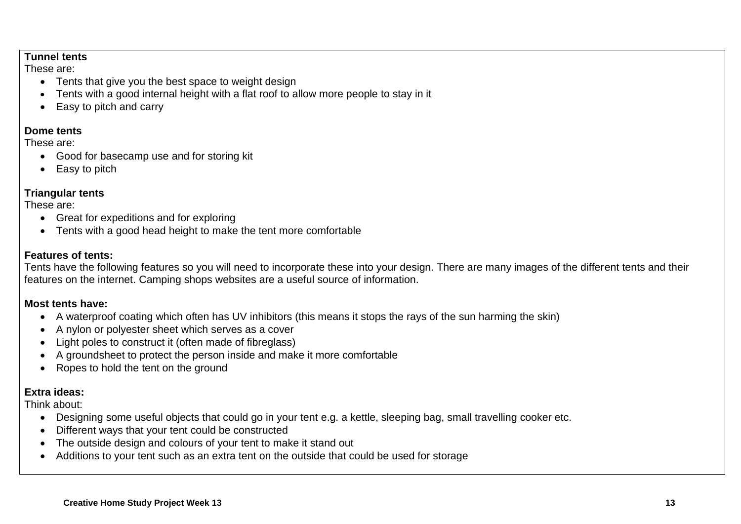**Tunnel tents**

These are:

- Tents that give you the best space to weight design
- Tents with a good internal height with a flat roof to allow more people to stay in it
- Easy to pitch and carry

**Dome tents**

These are:

- Good for basecamp use and for storing kit
- Easy to pitch

**Triangular tents**

These are:

- Great for expeditions and for exploring
- Tents with a good head height to make the tent more comfortable

**Features of tents:**

Tents have the following features so you will need to incorporate these into your design. There are many images of the different tents and their features on the internet. Camping shops websites are a useful source of information.

**Most tents have:**

- A waterproof coating which often has UV inhibitors (this means it stops the rays of the sun harming the skin)
- A nylon or polyester sheet which serves as a cover
- Light poles to construct it (often made of fibreglass)
- A groundsheet to protect the person inside and make it more comfortable
- Ropes to hold the tent on the ground

**Extra ideas:**

Think about:

- Designing some useful objects that could go in your tent e.g. a kettle, sleeping bag, small travelling cooker etc.
- Different ways that your tent could be constructed
- The outside design and colours of your tent to make it stand out
- Additions to your tent such as an extra tent on the outside that could be used for storage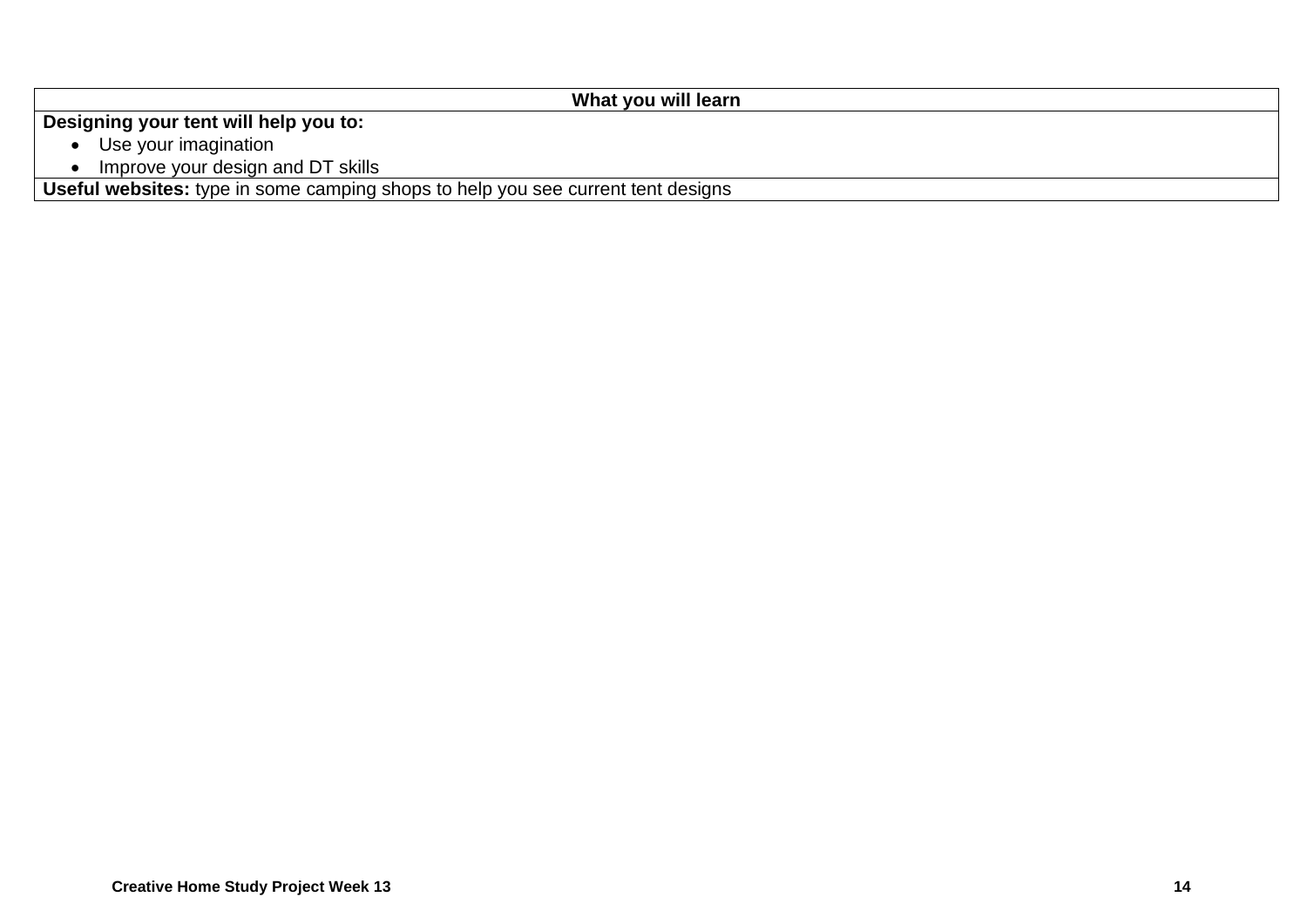| What you will learn |
|---|
| **Designing your tent will help you to:**<br>• Use your imagination<br>• Improve your design and DT skills |
| **Useful websites:** type in some camping shops to help you see current tent designs |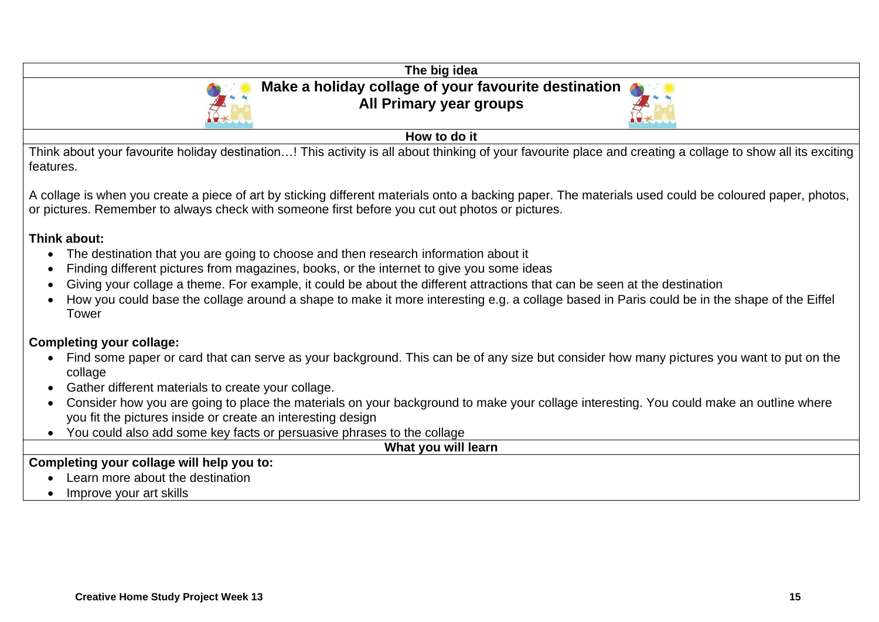## The big idea

## Make a holiday collage of your favourite destination
## All Primary year groups

### How to do it

Think about your favourite holiday destination…! This activity is all about thinking of your favourite place and creating a collage to show all its exciting features.

A collage is when you create a piece of art by sticking different materials onto a backing paper. The materials used could be coloured paper, photos, or pictures. Remember to always check with someone first before you cut out photos or pictures.

**Think about:**

- The destination that you are going to choose and then research information about it
- Finding different pictures from magazines, books, or the internet to give you some ideas
- Giving your collage a theme. For example, it could be about the different attractions that can be seen at the destination
- How you could base the collage around a shape to make it more interesting e.g. a collage based in Paris could be in the shape of the Eiffel Tower

**Completing your collage:**

- Find some paper or card that can serve as your background. This can be of any size but consider how many pictures you want to put on the collage
- Gather different materials to create your collage.
- Consider how you are going to place the materials on your background to make your collage interesting. You could make an outline where you fit the pictures inside or create an interesting design
- You could also add some key facts or persuasive phrases to the collage

### What you will learn

**Completing your collage will help you to:**

- Learn more about the destination
- Improve your art skills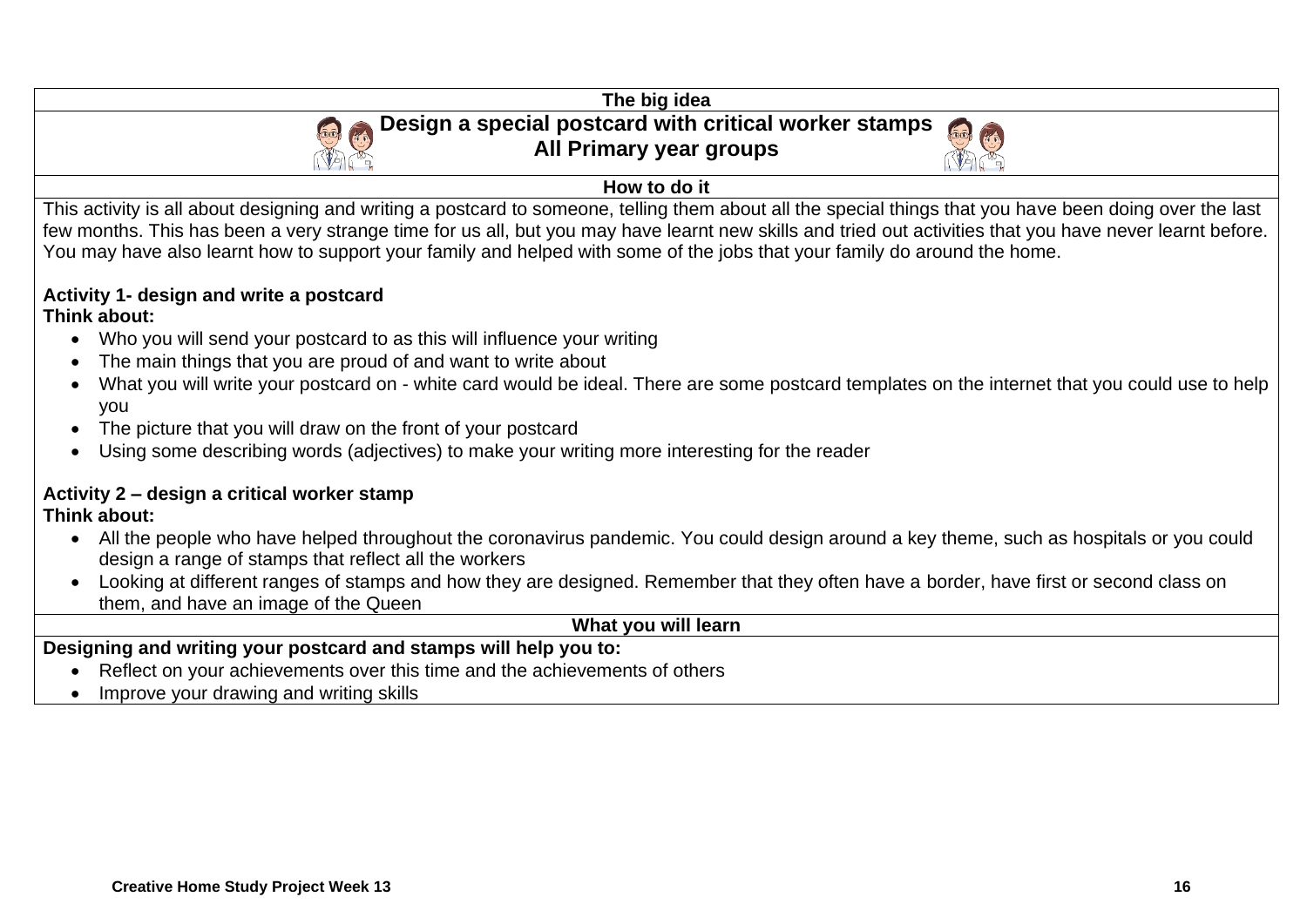## The big idea

# Design a special postcard with critical worker stamps
## All Primary year groups

### How to do it

This activity is all about designing and writing a postcard to someone, telling them about all the special things that you have been doing over the last few months. This has been a very strange time for us all, but you may have learnt new skills and tried out activities that you have never learnt before. You may have also learnt how to support your family and helped with some of the jobs that your family do around the home.

**Activity 1- design and write a postcard**
**Think about:**

- Who you will send your postcard to as this will influence your writing
- The main things that you are proud of and want to write about
- What you will write your postcard on - white card would be ideal. There are some postcard templates on the internet that you could use to help you
- The picture that you will draw on the front of your postcard
- Using some describing words (adjectives) to make your writing more interesting for the reader

**Activity 2 – design a critical worker stamp**
**Think about:**

- All the people who have helped throughout the coronavirus pandemic. You could design around a key theme, such as hospitals or you could design a range of stamps that reflect all the workers
- Looking at different ranges of stamps and how they are designed. Remember that they often have a border, have first or second class on them, and have an image of the Queen

### What you will learn

**Designing and writing your postcard and stamps will help you to:**

- Reflect on your achievements over this time and the achievements of others
- Improve your drawing and writing skills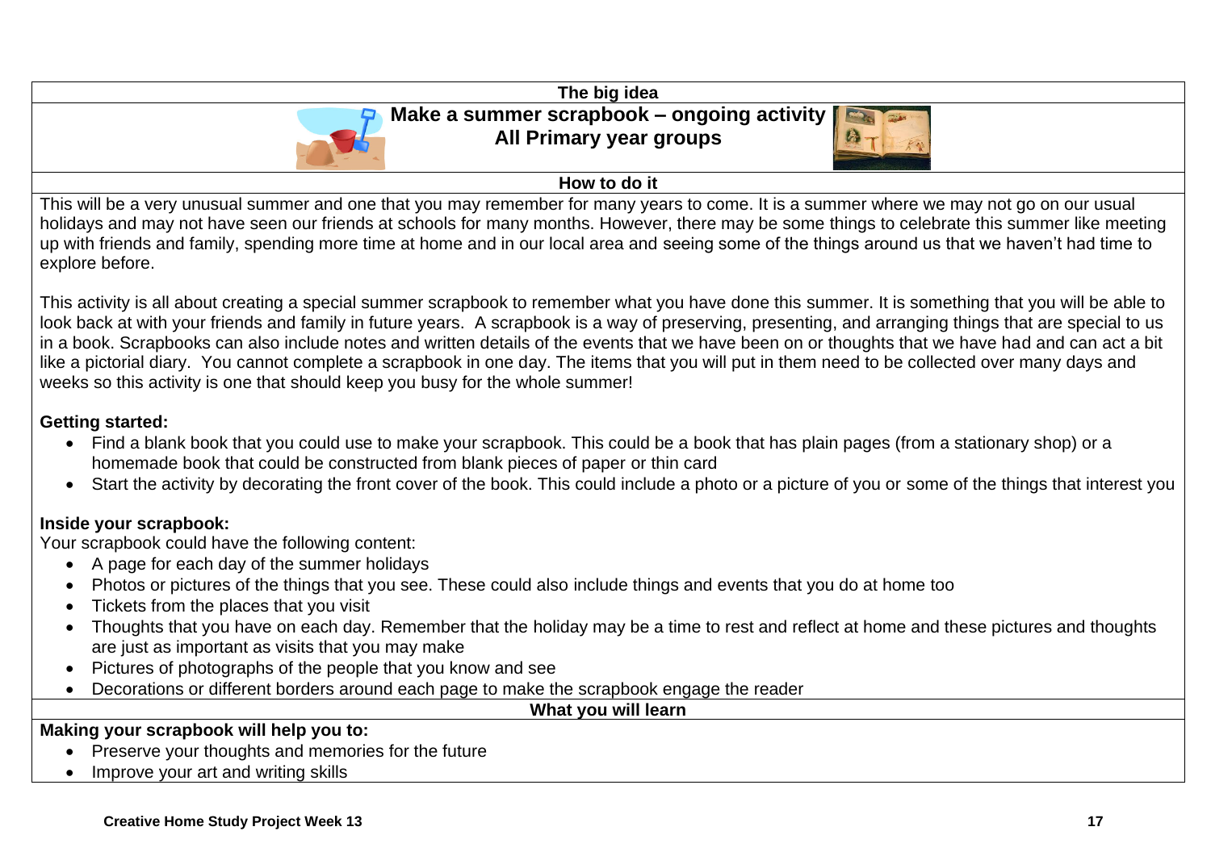## The big idea

### Make a summer scrapbook – ongoing activity
### All Primary year groups

## How to do it

This will be a very unusual summer and one that you may remember for many years to come. It is a summer where we may not go on our usual holidays and may not have seen our friends at schools for many months. However, there may be some things to celebrate this summer like meeting up with friends and family, spending more time at home and in our local area and seeing some of the things around us that we haven't had time to explore before.

This activity is all about creating a special summer scrapbook to remember what you have done this summer. It is something that you will be able to look back at with your friends and family in future years. A scrapbook is a way of preserving, presenting, and arranging things that are special to us in a book. Scrapbooks can also include notes and written details of the events that we have been on or thoughts that we have had and can act a bit like a pictorial diary. You cannot complete a scrapbook in one day. The items that you will put in them need to be collected over many days and weeks so this activity is one that should keep you busy for the whole summer!

**Getting started:**

- Find a blank book that you could use to make your scrapbook. This could be a book that has plain pages (from a stationary shop) or a homemade book that could be constructed from blank pieces of paper or thin card
- Start the activity by decorating the front cover of the book. This could include a photo or a picture of you or some of the things that interest you

**Inside your scrapbook:**

Your scrapbook could have the following content:

- A page for each day of the summer holidays
- Photos or pictures of the things that you see. These could also include things and events that you do at home too
- Tickets from the places that you visit
- Thoughts that you have on each day. Remember that the holiday may be a time to rest and reflect at home and these pictures and thoughts are just as important as visits that you may make
- Pictures of photographs of the people that you know and see
- Decorations or different borders around each page to make the scrapbook engage the reader

## What you will learn

**Making your scrapbook will help you to:**

- Preserve your thoughts and memories for the future
- Improve your art and writing skills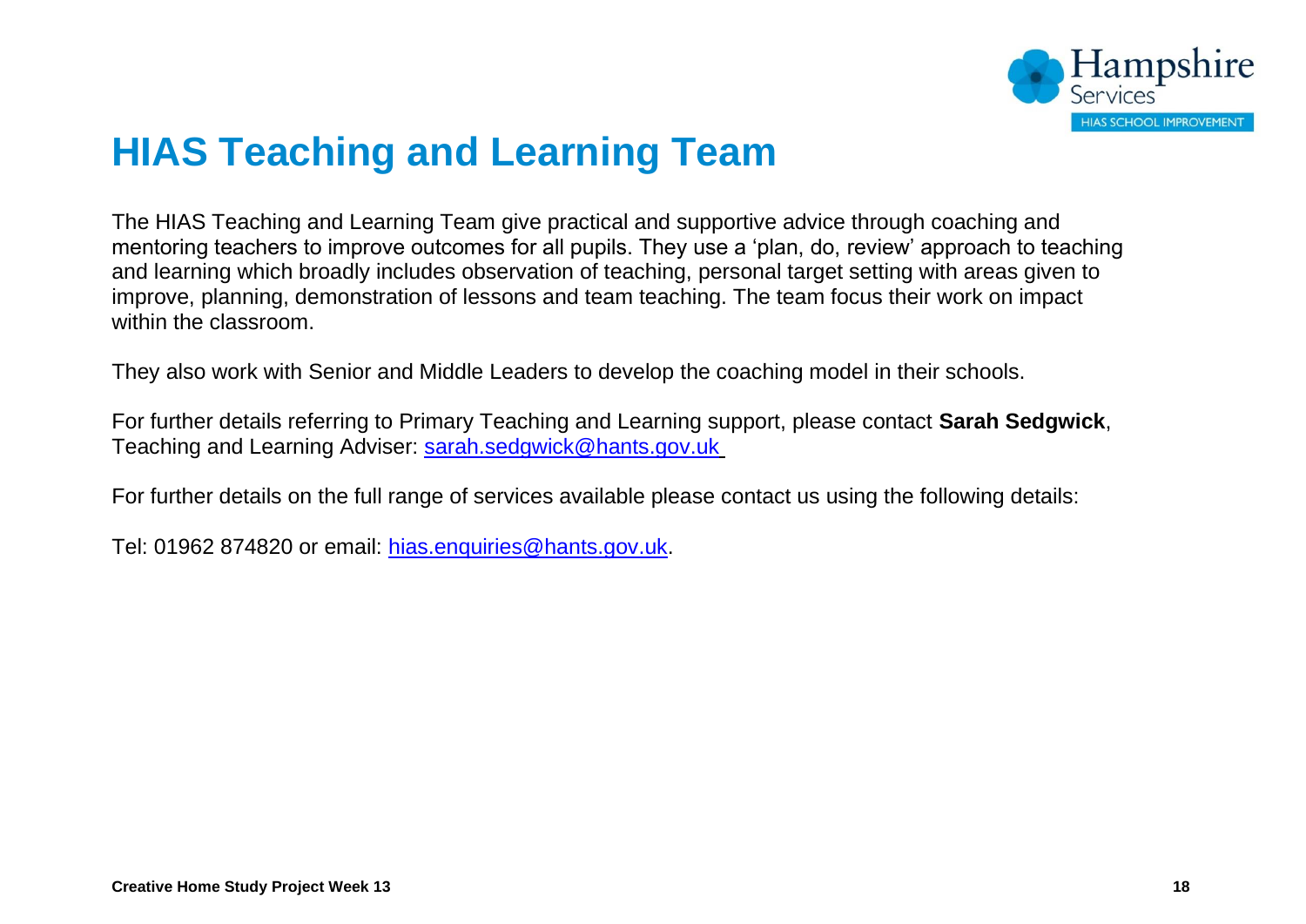# HIAS Teaching and Learning Team

The HIAS Teaching and Learning Team give practical and supportive advice through coaching and mentoring teachers to improve outcomes for all pupils. They use a 'plan, do, review' approach to teaching and learning which broadly includes observation of teaching, personal target setting with areas given to improve, planning, demonstration of lessons and team teaching. The team focus their work on impact within the classroom.

They also work with Senior and Middle Leaders to develop the coaching model in their schools.

For further details referring to Primary Teaching and Learning support, please contact **Sarah Sedgwick**, Teaching and Learning Adviser: sarah.sedgwick@hants.gov.uk

For further details on the full range of services available please contact us using the following details:

Tel: 01962 874820 or email: hias.enquiries@hants.gov.uk.